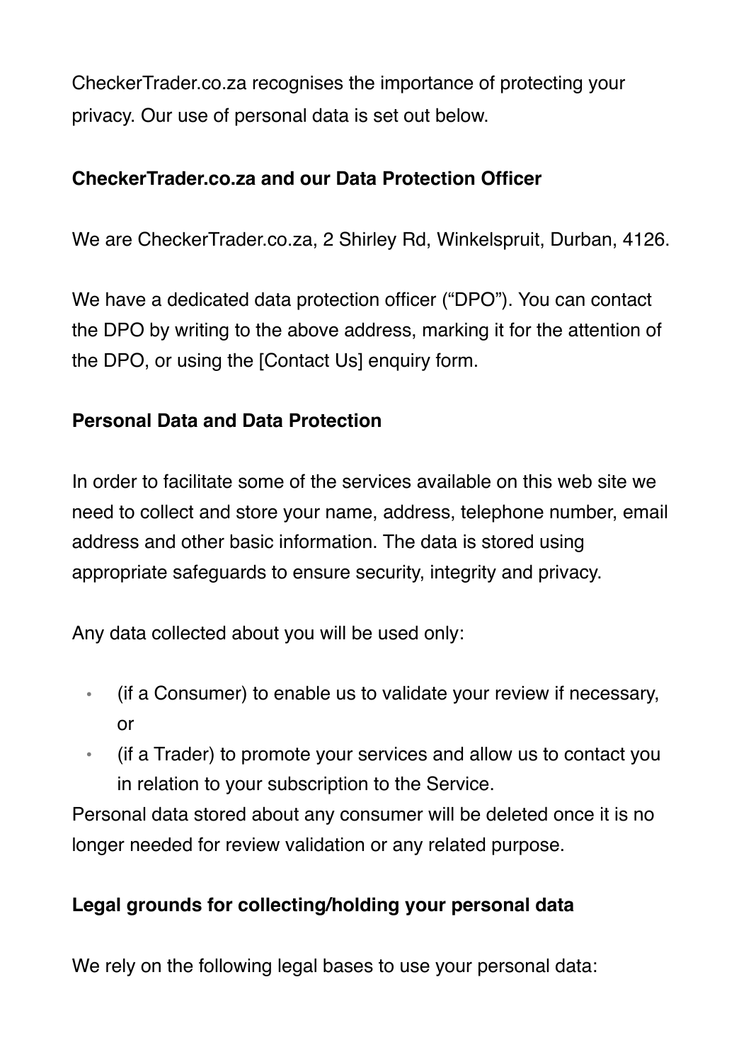CheckerTrader.co.za recognises the importance of protecting your privacy. Our use of personal data is set out below.

**CheckerTrader.co.za and our Data Protection Officer**

We are CheckerTrader.co.za, 2 Shirley Rd, Winkelspruit, Durban, 4126.

We have a dedicated data protection officer ("DPO"). You can contact the DPO by writing to the above address, marking it for the attention of the DPO, or using the [Contact Us] enquiry form.

**Personal Data and Data Protection**

In order to facilitate some of the services available on this web site we need to collect and store your name, address, telephone number, email address and other basic information. The data is stored using appropriate safeguards to ensure security, integrity and privacy.

Any data collected about you will be used only:

- (if a Consumer) to enable us to validate your review if necessary, or
- (if a Trader) to promote your services and allow us to contact you in relation to your subscription to the Service.

Personal data stored about any consumer will be deleted once it is no longer needed for review validation or any related purpose.

**Legal grounds for collecting/holding your personal data**

We rely on the following legal bases to use your personal data: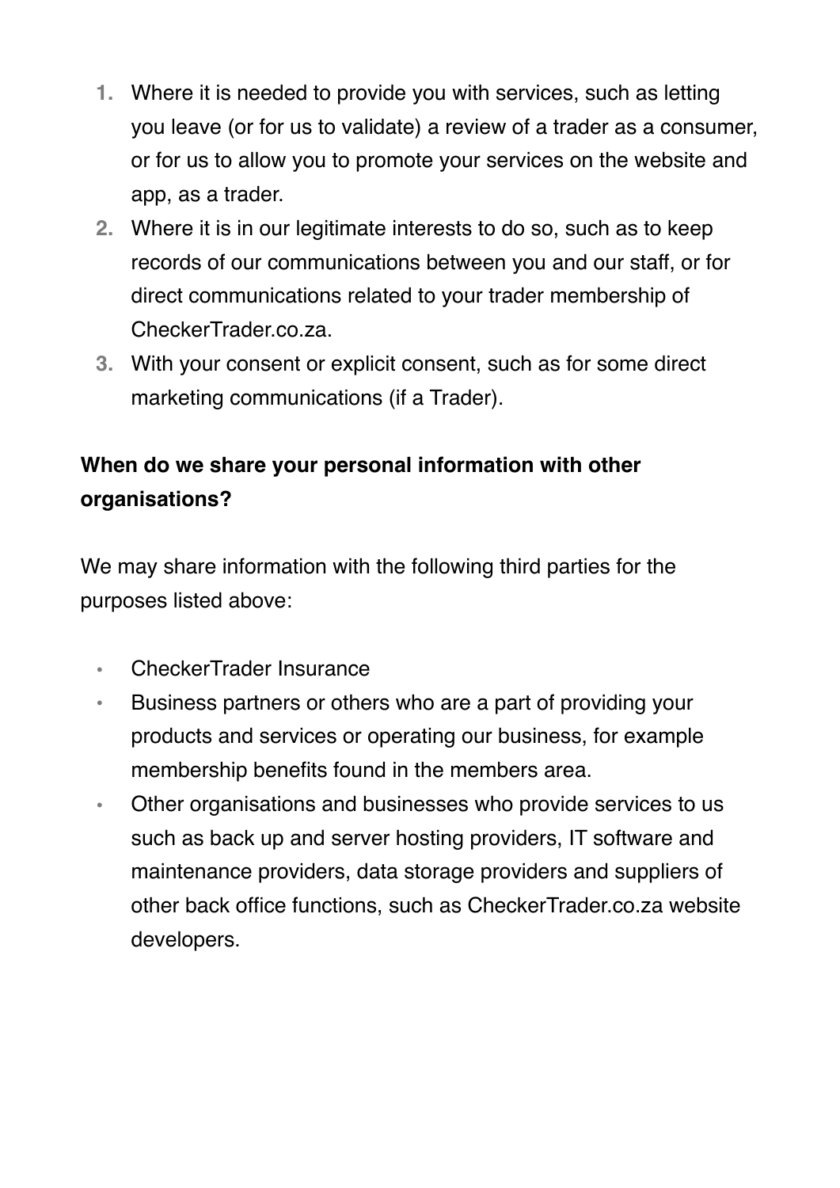1. Where it is needed to provide you with services, such as letting you leave (or for us to validate) a review of a trader as a consumer, or for us to allow you to promote your services on the website and app, as a trader.
2. Where it is in our legitimate interests to do so, such as to keep records of our communications between you and our staff, or for direct communications related to your trader membership of CheckerTrader.co.za.
3. With your consent or explicit consent, such as for some direct marketing communications (if a Trader).

**When do we share your personal information with other organisations?**

We may share information with the following third parties for the purposes listed above:

- CheckerTrader Insurance
- Business partners or others who are a part of providing your products and services or operating our business, for example membership benefits found in the members area.
- Other organisations and businesses who provide services to us such as back up and server hosting providers, IT software and maintenance providers, data storage providers and suppliers of other back office functions, such as CheckerTrader.co.za website developers.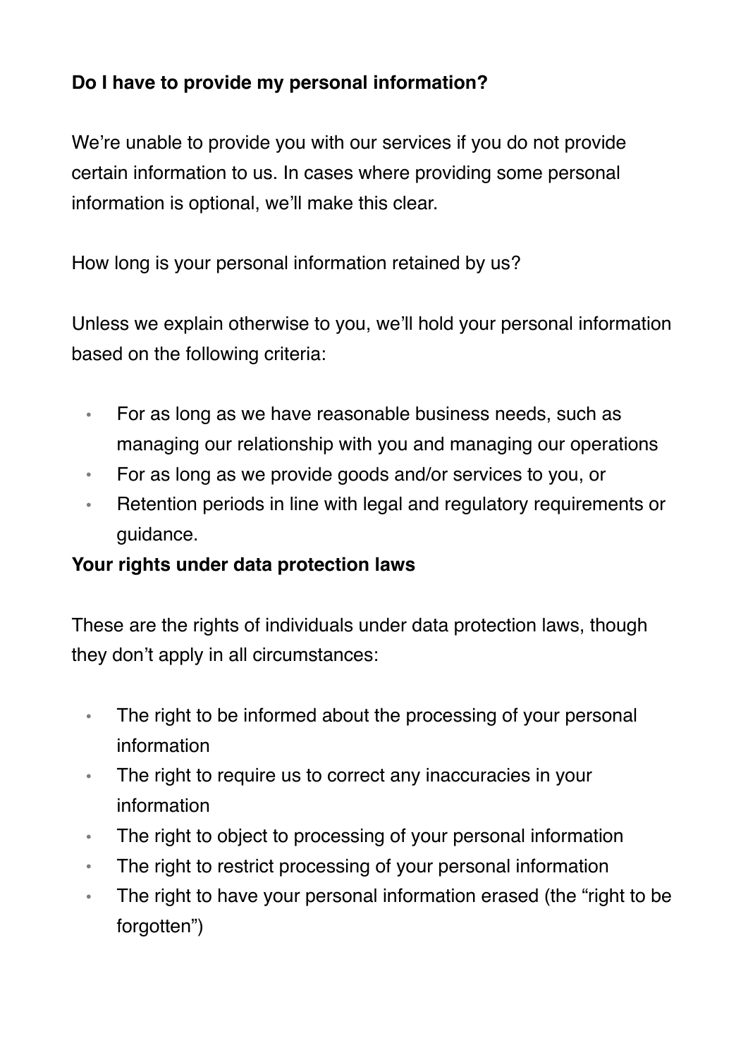**Do I have to provide my personal information?**

We're unable to provide you with our services if you do not provide certain information to us. In cases where providing some personal information is optional, we'll make this clear.

How long is your personal information retained by us?

Unless we explain otherwise to you, we'll hold your personal information based on the following criteria:

- For as long as we have reasonable business needs, such as managing our relationship with you and managing our operations
- For as long as we provide goods and/or services to you, or
- Retention periods in line with legal and regulatory requirements or guidance.

**Your rights under data protection laws**

These are the rights of individuals under data protection laws, though they don't apply in all circumstances:

- The right to be informed about the processing of your personal information
- The right to require us to correct any inaccuracies in your information
- The right to object to processing of your personal information
- The right to restrict processing of your personal information
- The right to have your personal information erased (the "right to be forgotten")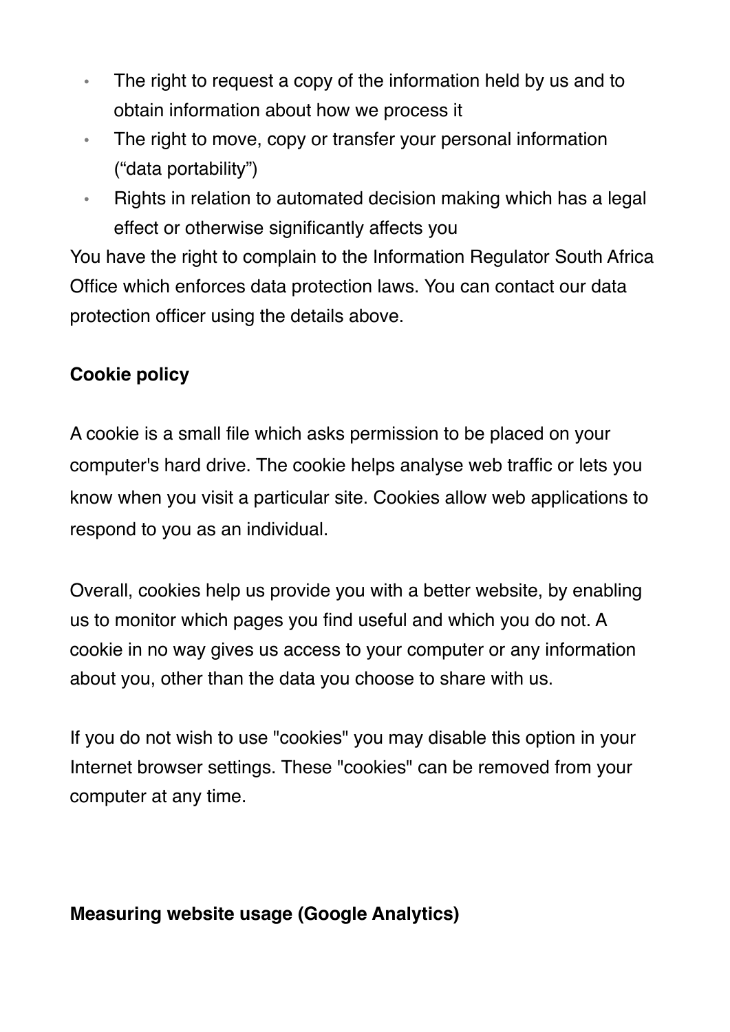- The right to request a copy of the information held by us and to obtain information about how we process it
- The right to move, copy or transfer your personal information ("data portability")
- Rights in relation to automated decision making which has a legal effect or otherwise significantly affects you

You have the right to complain to the Information Regulator South Africa Office which enforces data protection laws. You can contact our data protection officer using the details above.

**Cookie policy**

A cookie is a small file which asks permission to be placed on your computer's hard drive. The cookie helps analyse web traffic or lets you know when you visit a particular site. Cookies allow web applications to respond to you as an individual.

Overall, cookies help us provide you with a better website, by enabling us to monitor which pages you find useful and which you do not. A cookie in no way gives us access to your computer or any information about you, other than the data you choose to share with us.

If you do not wish to use "cookies" you may disable this option in your Internet browser settings. These "cookies" can be removed from your computer at any time.

**Measuring website usage (Google Analytics)**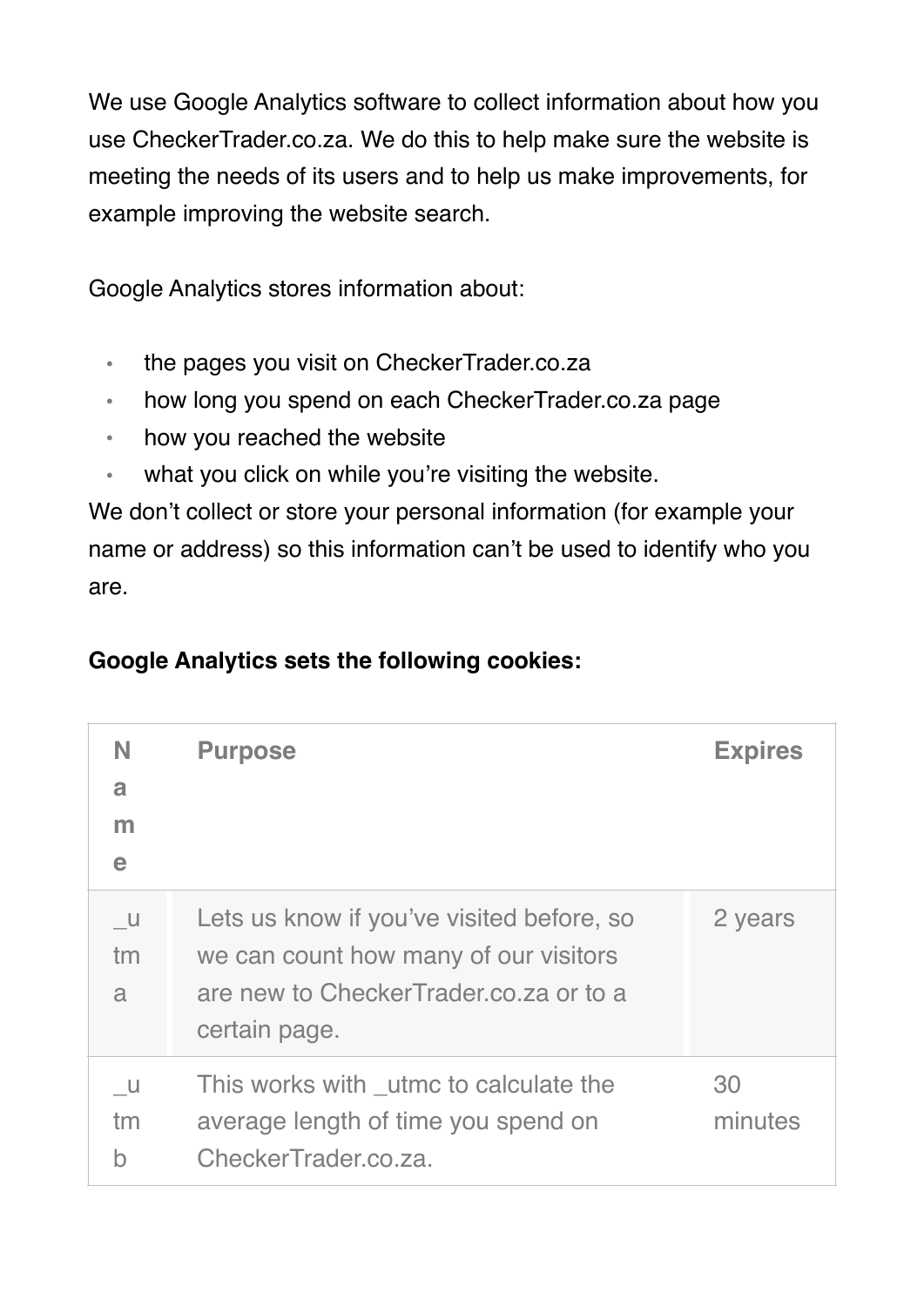We use Google Analytics software to collect information about how you use CheckerTrader.co.za. We do this to help make sure the website is meeting the needs of its users and to help us make improvements, for example improving the website search.

Google Analytics stores information about:

- the pages you visit on CheckerTrader.co.za
- how long you spend on each CheckerTrader.co.za page
- how you reached the website
- what you click on while you're visiting the website.

We don't collect or store your personal information (for example your name or address) so this information can't be used to identify who you are.

**Google Analytics sets the following cookies:**

| Name | Purpose | Expires |
|---|---|---|
| _utma | Lets us know if you've visited before, so we can count how many of our visitors are new to CheckerTrader.co.za or to a certain page. | 2 years |
| _utmb | This works with _utmc to calculate the average length of time you spend on CheckerTrader.co.za. | 30 minutes |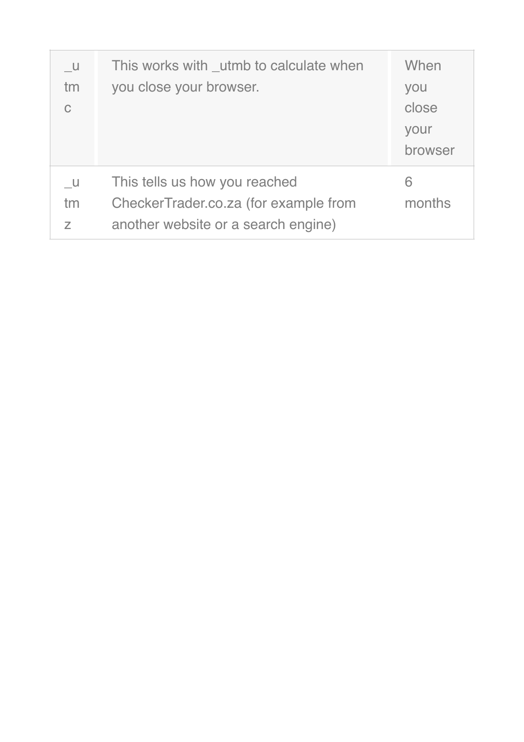| | | |
|---|---|---|
| __utmc | This works with __utmb to calculate when you close your browser. | When you close your browser |
| __utmz | This tells us how you reached CheckerTrader.co.za (for example from another website or a search engine) | 6 months |